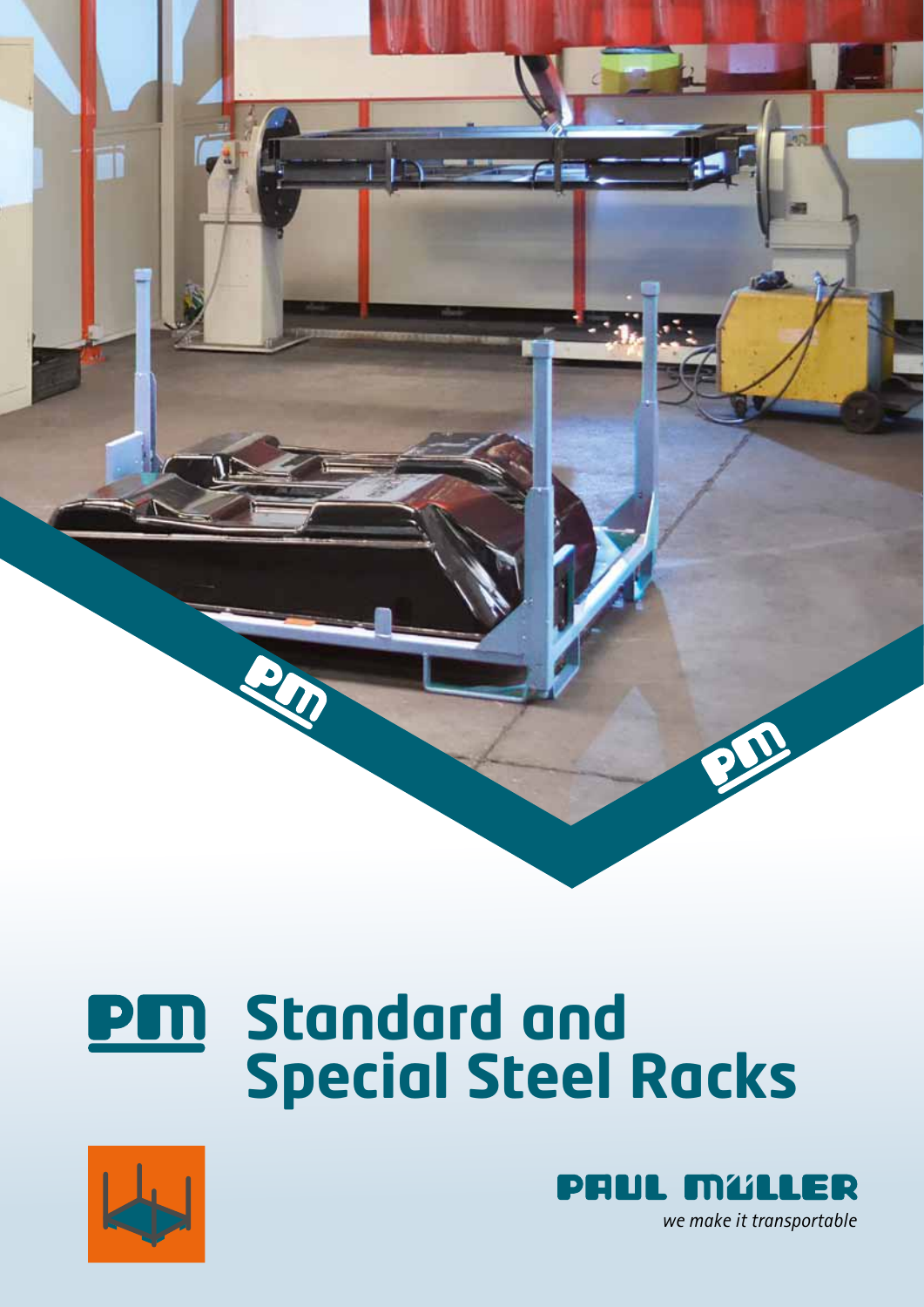# Standard and Special Steel Racks

PAUL MÜLLER

*we make it transportable*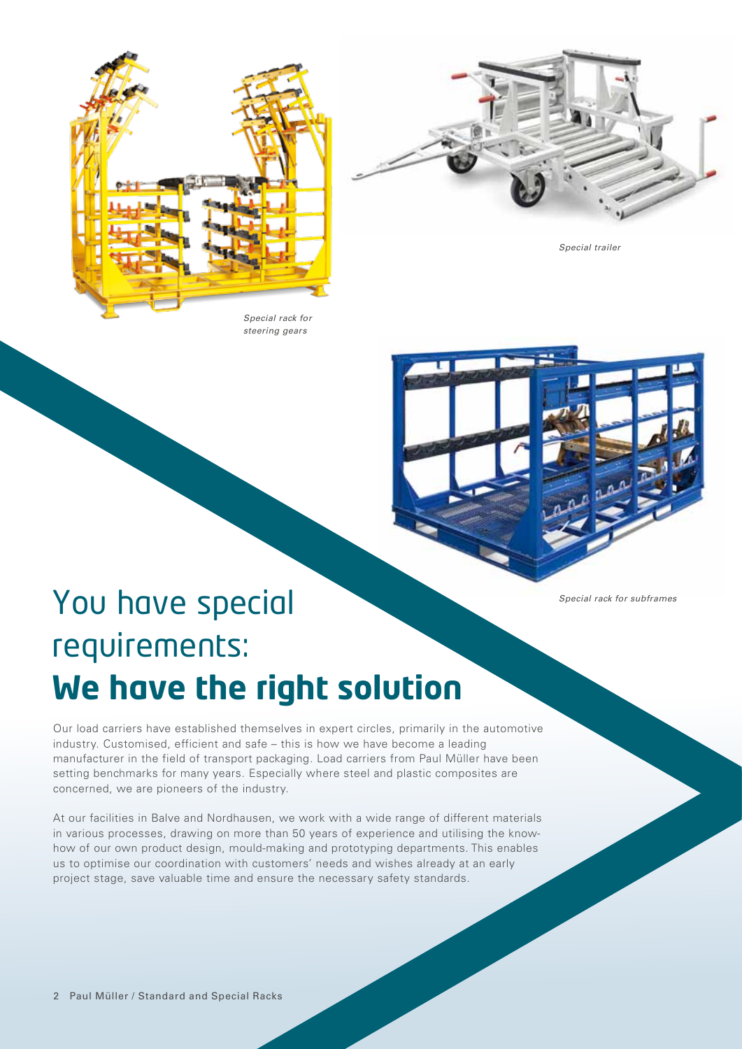Special rack for steering gears

Special trailer

Special rack for subframes

# You have special requirements: **We have the right solution**

Our load carriers have established themselves in expert circles, primarily in the automotive industry. Customised, efficient and safe – this is how we have become a leading manufacturer in the field of transport packaging. Load carriers from Paul Müller have been setting benchmarks for many years. Especially where steel and plastic composites are concerned, we are pioneers of the industry.

At our facilities in Balve and Nordhausen, we work with a wide range of different materials in various processes, drawing on more than 50 years of experience and utilising the know-how of our own product design, mould-making and prototyping departments. This enables us to optimise our coordination with customers' needs and wishes already at an early project stage, save valuable time and ensure the necessary safety standards.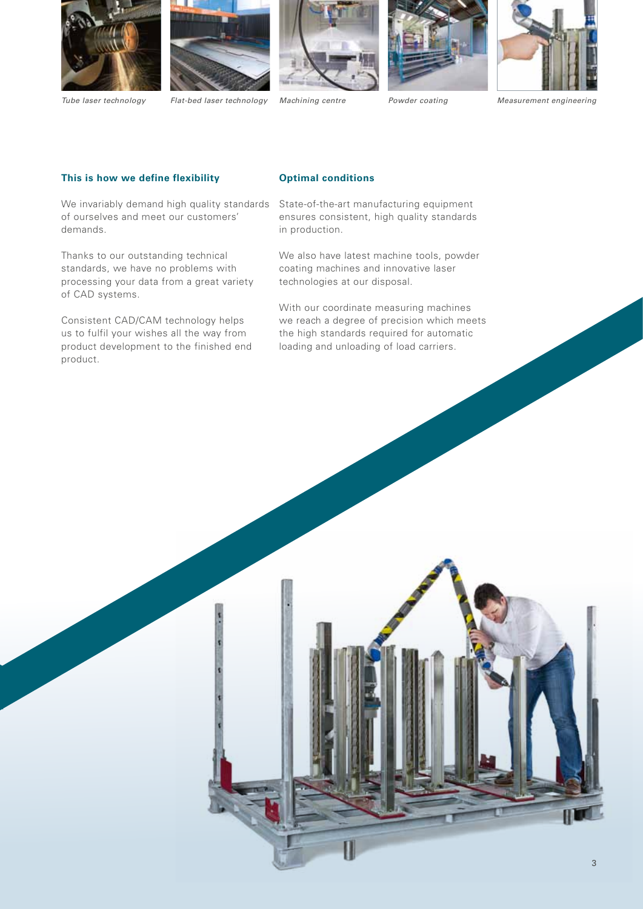*Tube laser technology* *Flat-bed laser technology* *Machining centre* *Powder coating* *Measurement engineering*

**This is how we define flexibility**

We invariably demand high quality standards of ourselves and meet our customers' demands.

Thanks to our outstanding technical standards, we have no problems with processing your data from a great variety of CAD systems.

Consistent CAD/CAM technology helps us to fulfil your wishes all the way from product development to the finished end product.

**Optimal conditions**

State-of-the-art manufacturing equipment ensures consistent, high quality standards in production.

We also have latest machine tools, powder coating machines and innovative laser technologies at our disposal.

With our coordinate measuring machines we reach a degree of precision which meets the high standards required for automatic loading and unloading of load carriers.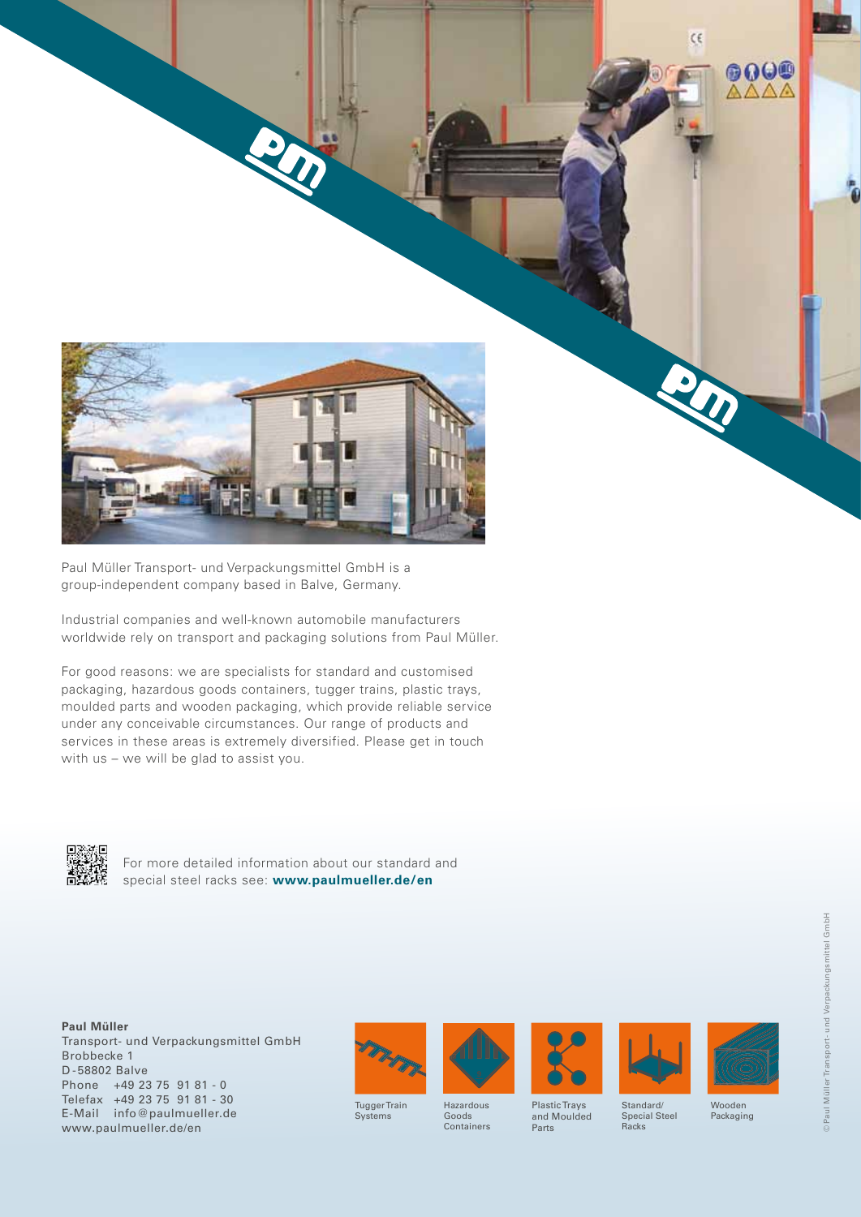Paul Müller Transport- und Verpackungsmittel GmbH is a group-independent company based in Balve, Germany.

Industrial companies and well-known automobile manufacturers worldwide rely on transport and packaging solutions from Paul Müller.

For good reasons: we are specialists for standard and customised packaging, hazardous goods containers, tugger trains, plastic trays, moulded parts and wooden packaging, which provide reliable service under any conceivable circumstances. Our range of products and services in these areas is extremely diversified. Please get in touch with us – we will be glad to assist you.

For more detailed information about our standard and special steel racks see: **www.paulmueller.de/en**

**Paul Müller**
Transport- und Verpackungsmittel GmbH
Brobbecke 1
D-58802 Balve
Phone +49 23 75 91 81 - 0
Telefax +49 23 75 91 81 - 30
E-Mail info@paulmueller.de
www.paulmueller.de/en

Tugger Train Systems

Hazardous Goods Containers

Plastic Trays and Moulded Parts

Standard/ Special Steel Racks

Wooden Packaging

© Paul Müller Transport- und Verpackungsmittel GmbH